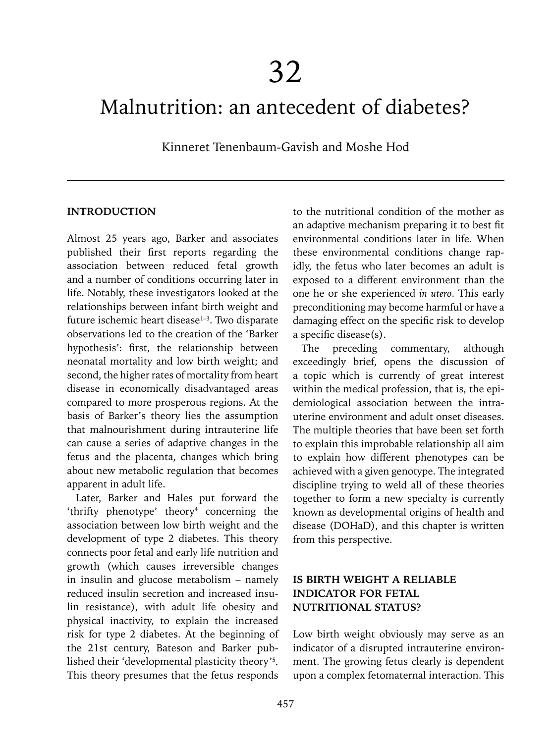# 32

# Malnutrition: an antecedent of diabetes?

Kinneret Tenenbaum-Gavish and Moshe Hod

## INTRODUCTION

Almost 25 years ago, Barker and associates published their first reports regarding the association between reduced fetal growth and a number of conditions occurring later in life. Notably, these investigators looked at the relationships between infant birth weight and future ischemic heart disease[1–3]. Two disparate observations led to the creation of the 'Barker hypothesis': first, the relationship between neonatal mortality and low birth weight; and second, the higher rates of mortality from heart disease in economically disadvantaged areas compared to more prosperous regions. At the basis of Barker's theory lies the assumption that malnourishment during intrauterine life can cause a series of adaptive changes in the fetus and the placenta, changes which bring about new metabolic regulation that becomes apparent in adult life.

Later, Barker and Hales put forward the 'thrifty phenotype' theory[4] concerning the association between low birth weight and the development of type 2 diabetes. This theory connects poor fetal and early life nutrition and growth (which causes irreversible changes in insulin and glucose metabolism – namely reduced insulin secretion and increased insulin resistance), with adult life obesity and physical inactivity, to explain the increased risk for type 2 diabetes. At the beginning of the 21st century, Bateson and Barker published their 'developmental plasticity theory'[5]. This theory presumes that the fetus responds to the nutritional condition of the mother as an adaptive mechanism preparing it to best fit environmental conditions later in life. When these environmental conditions change rapidly, the fetus who later becomes an adult is exposed to a different environment than the one he or she experienced *in utero*. This early preconditioning may become harmful or have a damaging effect on the specific risk to develop a specific disease(s).

The preceding commentary, although exceedingly brief, opens the discussion of a topic which is currently of great interest within the medical profession, that is, the epidemiological association between the intrauterine environment and adult onset diseases. The multiple theories that have been set forth to explain this improbable relationship all aim to explain how different phenotypes can be achieved with a given genotype. The integrated discipline trying to weld all of these theories together to form a new specialty is currently known as developmental origins of health and disease (DOHaD), and this chapter is written from this perspective.

## IS BIRTH WEIGHT A RELIABLE INDICATOR FOR FETAL NUTRITIONAL STATUS?

Low birth weight obviously may serve as an indicator of a disrupted intrauterine environment. The growing fetus clearly is dependent upon a complex fetomaternal interaction. This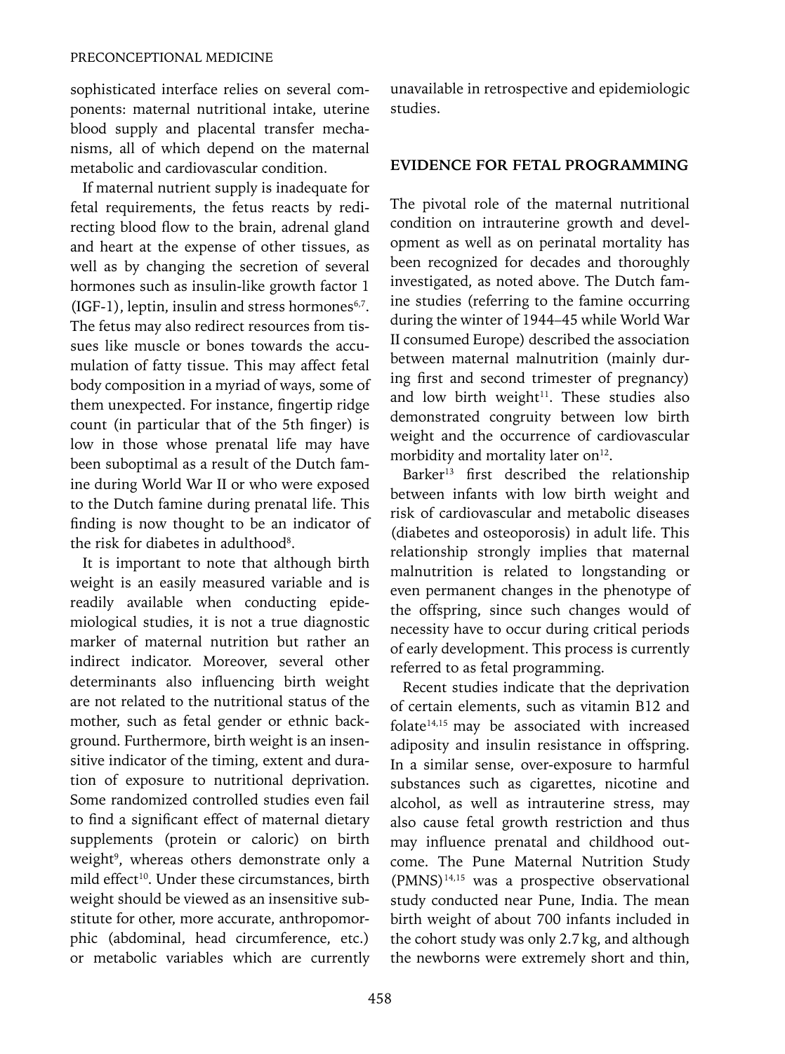sophisticated interface relies on several components: maternal nutritional intake, uterine blood supply and placental transfer mechanisms, all of which depend on the maternal metabolic and cardiovascular condition.

If maternal nutrient supply is inadequate for fetal requirements, the fetus reacts by redirecting blood flow to the brain, adrenal gland and heart at the expense of other tissues, as well as by changing the secretion of several hormones such as insulin-like growth factor 1 (IGF-1), leptin, insulin and stress hormones[6,7]. The fetus may also redirect resources from tissues like muscle or bones towards the accumulation of fatty tissue. This may affect fetal body composition in a myriad of ways, some of them unexpected. For instance, fingertip ridge count (in particular that of the 5th finger) is low in those whose prenatal life may have been suboptimal as a result of the Dutch famine during World War II or who were exposed to the Dutch famine during prenatal life. This finding is now thought to be an indicator of the risk for diabetes in adulthood[8].

It is important to note that although birth weight is an easily measured variable and is readily available when conducting epidemiological studies, it is not a true diagnostic marker of maternal nutrition but rather an indirect indicator. Moreover, several other determinants also influencing birth weight are not related to the nutritional status of the mother, such as fetal gender or ethnic background. Furthermore, birth weight is an insensitive indicator of the timing, extent and duration of exposure to nutritional deprivation. Some randomized controlled studies even fail to find a significant effect of maternal dietary supplements (protein or caloric) on birth weight[9], whereas others demonstrate only a mild effect[10]. Under these circumstances, birth weight should be viewed as an insensitive substitute for other, more accurate, anthropomorphic (abdominal, head circumference, etc.) or metabolic variables which are currently unavailable in retrospective and epidemiologic studies.

## EVIDENCE FOR FETAL PROGRAMMING

The pivotal role of the maternal nutritional condition on intrauterine growth and development as well as on perinatal mortality has been recognized for decades and thoroughly investigated, as noted above. The Dutch famine studies (referring to the famine occurring during the winter of 1944–45 while World War II consumed Europe) described the association between maternal malnutrition (mainly during first and second trimester of pregnancy) and low birth weight[11]. These studies also demonstrated congruity between low birth weight and the occurrence of cardiovascular morbidity and mortality later on[12].

Barker[13] first described the relationship between infants with low birth weight and risk of cardiovascular and metabolic diseases (diabetes and osteoporosis) in adult life. This relationship strongly implies that maternal malnutrition is related to longstanding or even permanent changes in the phenotype of the offspring, since such changes would of necessity have to occur during critical periods of early development. This process is currently referred to as fetal programming.

Recent studies indicate that the deprivation of certain elements, such as vitamin B12 and folate[14,15] may be associated with increased adiposity and insulin resistance in offspring. In a similar sense, over-exposure to harmful substances such as cigarettes, nicotine and alcohol, as well as intrauterine stress, may also cause fetal growth restriction and thus may influence prenatal and childhood outcome. The Pune Maternal Nutrition Study (PMNS)[14,15] was a prospective observational study conducted near Pune, India. The mean birth weight of about 700 infants included in the cohort study was only 2.7 kg, and although the newborns were extremely short and thin,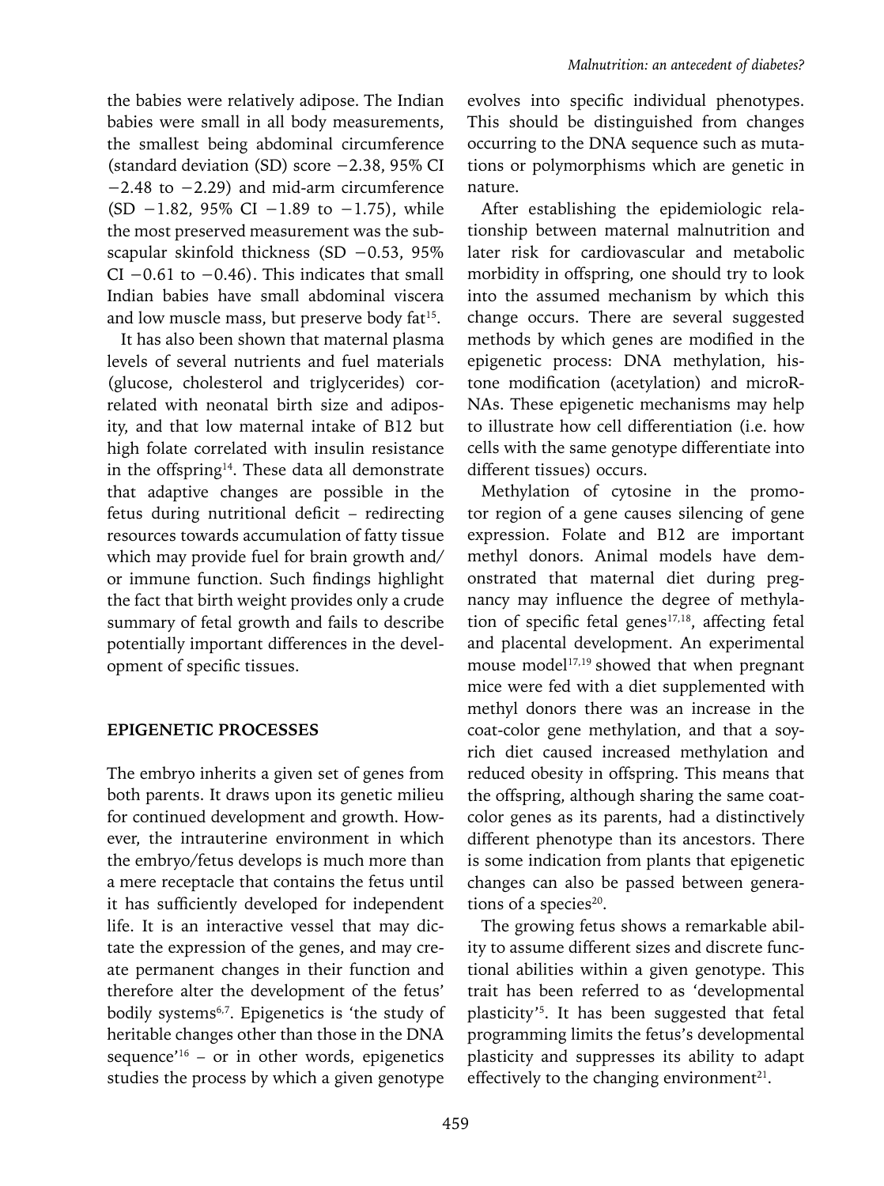the babies were relatively adipose. The Indian babies were small in all body measurements, the smallest being abdominal circumference (standard deviation (SD) score −2.38, 95% CI −2.48 to −2.29) and mid-arm circumference (SD −1.82, 95% CI −1.89 to −1.75), while the most preserved measurement was the subscapular skinfold thickness (SD −0.53, 95% CI −0.61 to −0.46). This indicates that small Indian babies have small abdominal viscera and low muscle mass, but preserve body fat[15].

It has also been shown that maternal plasma levels of several nutrients and fuel materials (glucose, cholesterol and triglycerides) correlated with neonatal birth size and adiposity, and that low maternal intake of B12 but high folate correlated with insulin resistance in the offspring[14]. These data all demonstrate that adaptive changes are possible in the fetus during nutritional deficit – redirecting resources towards accumulation of fatty tissue which may provide fuel for brain growth and/or immune function. Such findings highlight the fact that birth weight provides only a crude summary of fetal growth and fails to describe potentially important differences in the development of specific tissues.

## EPIGENETIC PROCESSES

The embryo inherits a given set of genes from both parents. It draws upon its genetic milieu for continued development and growth. However, the intrauterine environment in which the embryo/fetus develops is much more than a mere receptacle that contains the fetus until it has sufficiently developed for independent life. It is an interactive vessel that may dictate the expression of the genes, and may create permanent changes in their function and therefore alter the development of the fetus' bodily systems[6,7]. Epigenetics is 'the study of heritable changes other than those in the DNA sequence'[16] – or in other words, epigenetics studies the process by which a given genotype evolves into specific individual phenotypes. This should be distinguished from changes occurring to the DNA sequence such as mutations or polymorphisms which are genetic in nature.

After establishing the epidemiologic relationship between maternal malnutrition and later risk for cardiovascular and metabolic morbidity in offspring, one should try to look into the assumed mechanism by which this change occurs. There are several suggested methods by which genes are modified in the epigenetic process: DNA methylation, histone modification (acetylation) and microRNAs. These epigenetic mechanisms may help to illustrate how cell differentiation (i.e. how cells with the same genotype differentiate into different tissues) occurs.

Methylation of cytosine in the promotor region of a gene causes silencing of gene expression. Folate and B12 are important methyl donors. Animal models have demonstrated that maternal diet during pregnancy may influence the degree of methylation of specific fetal genes[17,18], affecting fetal and placental development. An experimental mouse model[17,19] showed that when pregnant mice were fed with a diet supplemented with methyl donors there was an increase in the coat-color gene methylation, and that a soy-rich diet caused increased methylation and reduced obesity in offspring. This means that the offspring, although sharing the same coat-color genes as its parents, had a distinctively different phenotype than its ancestors. There is some indication from plants that epigenetic changes can also be passed between generations of a species[20].

The growing fetus shows a remarkable ability to assume different sizes and discrete functional abilities within a given genotype. This trait has been referred to as 'developmental plasticity'[5]. It has been suggested that fetal programming limits the fetus's developmental plasticity and suppresses its ability to adapt effectively to the changing environment[21].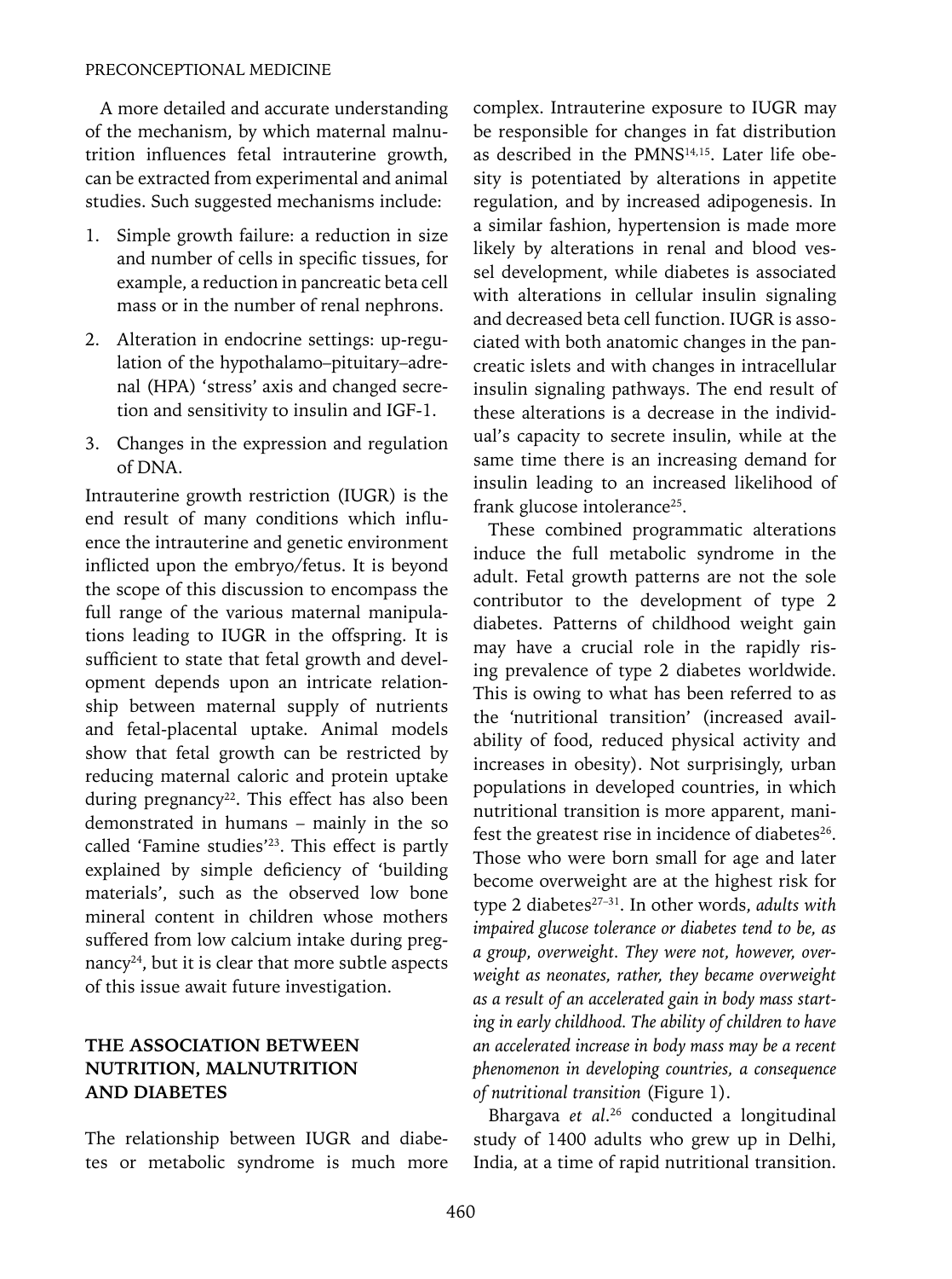A more detailed and accurate understanding of the mechanism, by which maternal malnutrition influences fetal intrauterine growth, can be extracted from experimental and animal studies. Such suggested mechanisms include:

1. Simple growth failure: a reduction in size and number of cells in specific tissues, for example, a reduction in pancreatic beta cell mass or in the number of renal nephrons.
2. Alteration in endocrine settings: up-regulation of the hypothalamo–pituitary–adrenal (HPA) 'stress' axis and changed secretion and sensitivity to insulin and IGF-1.
3. Changes in the expression and regulation of DNA.

Intrauterine growth restriction (IUGR) is the end result of many conditions which influence the intrauterine and genetic environment inflicted upon the embryo/fetus. It is beyond the scope of this discussion to encompass the full range of the various maternal manipulations leading to IUGR in the offspring. It is sufficient to state that fetal growth and development depends upon an intricate relationship between maternal supply of nutrients and fetal-placental uptake. Animal models show that fetal growth can be restricted by reducing maternal caloric and protein uptake during pregnancy[22]. This effect has also been demonstrated in humans – mainly in the so called 'Famine studies'[23]. This effect is partly explained by simple deficiency of 'building materials', such as the observed low bone mineral content in children whose mothers suffered from low calcium intake during pregnancy[24], but it is clear that more subtle aspects of this issue await future investigation.

## THE ASSOCIATION BETWEEN NUTRITION, MALNUTRITION AND DIABETES

The relationship between IUGR and diabetes or metabolic syndrome is much more complex. Intrauterine exposure to IUGR may be responsible for changes in fat distribution as described in the PMNS[14,15]. Later life obesity is potentiated by alterations in appetite regulation, and by increased adipogenesis. In a similar fashion, hypertension is made more likely by alterations in renal and blood vessel development, while diabetes is associated with alterations in cellular insulin signaling and decreased beta cell function. IUGR is associated with both anatomic changes in the pancreatic islets and with changes in intracellular insulin signaling pathways. The end result of these alterations is a decrease in the individual's capacity to secrete insulin, while at the same time there is an increasing demand for insulin leading to an increased likelihood of frank glucose intolerance[25].

These combined programmatic alterations induce the full metabolic syndrome in the adult. Fetal growth patterns are not the sole contributor to the development of type 2 diabetes. Patterns of childhood weight gain may have a crucial role in the rapidly rising prevalence of type 2 diabetes worldwide. This is owing to what has been referred to as the 'nutritional transition' (increased availability of food, reduced physical activity and increases in obesity). Not surprisingly, urban populations in developed countries, in which nutritional transition is more apparent, manifest the greatest rise in incidence of diabetes[26]. Those who were born small for age and later become overweight are at the highest risk for type 2 diabetes[27–31]. In other words, *adults with impaired glucose tolerance or diabetes tend to be, as a group, overweight. They were not, however, overweight as neonates, rather, they became overweight as a result of an accelerated gain in body mass starting in early childhood. The ability of children to have an accelerated increase in body mass may be a recent phenomenon in developing countries, a consequence of nutritional transition* (Figure 1).

Bhargava *et al*.[26] conducted a longitudinal study of 1400 adults who grew up in Delhi, India, at a time of rapid nutritional transition.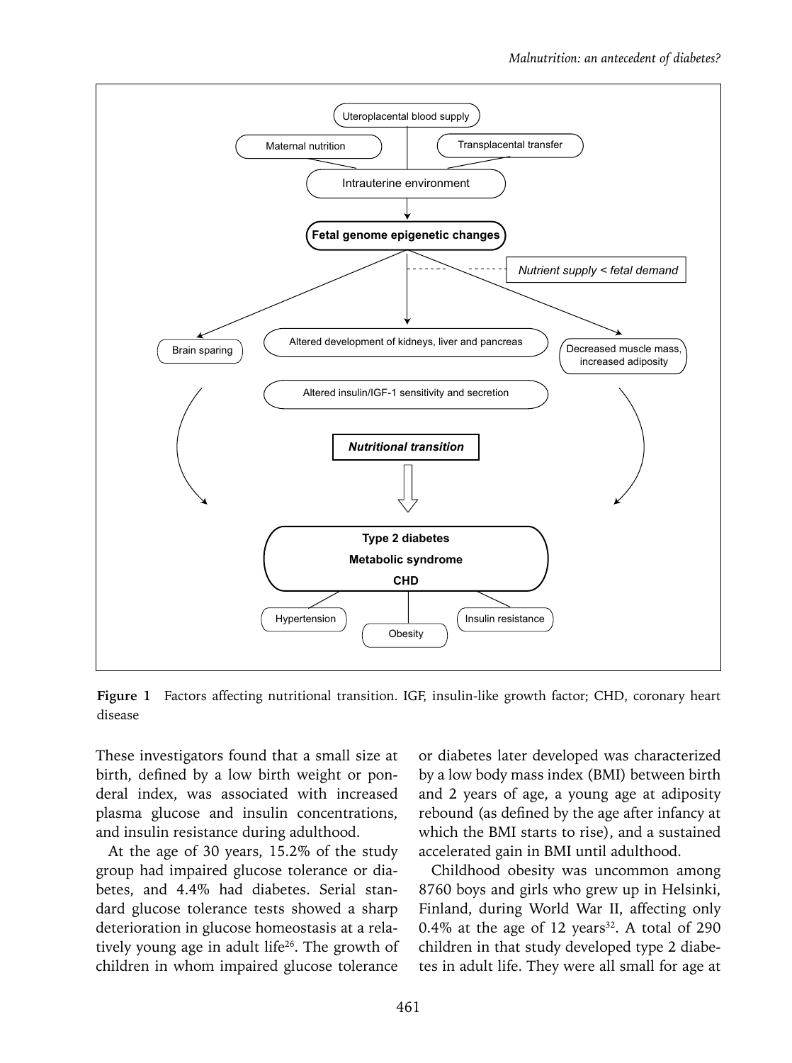**Figure 1** Factors affecting nutritional transition. IGF, insulin-like growth factor; CHD, coronary heart disease

These investigators found that a small size at birth, defined by a low birth weight or ponderal index, was associated with increased plasma glucose and insulin concentrations, and insulin resistance during adulthood.

At the age of 30 years, 15.2% of the study group had impaired glucose tolerance or diabetes, and 4.4% had diabetes. Serial standard glucose tolerance tests showed a sharp deterioration in glucose homeostasis at a relatively young age in adult life[26]. The growth of children in whom impaired glucose tolerance or diabetes later developed was characterized by a low body mass index (BMI) between birth and 2 years of age, a young age at adiposity rebound (as defined by the age after infancy at which the BMI starts to rise), and a sustained accelerated gain in BMI until adulthood.

Childhood obesity was uncommon among 8760 boys and girls who grew up in Helsinki, Finland, during World War II, affecting only 0.4% at the age of 12 years[32]. A total of 290 children in that study developed type 2 diabetes in adult life. They were all small for age at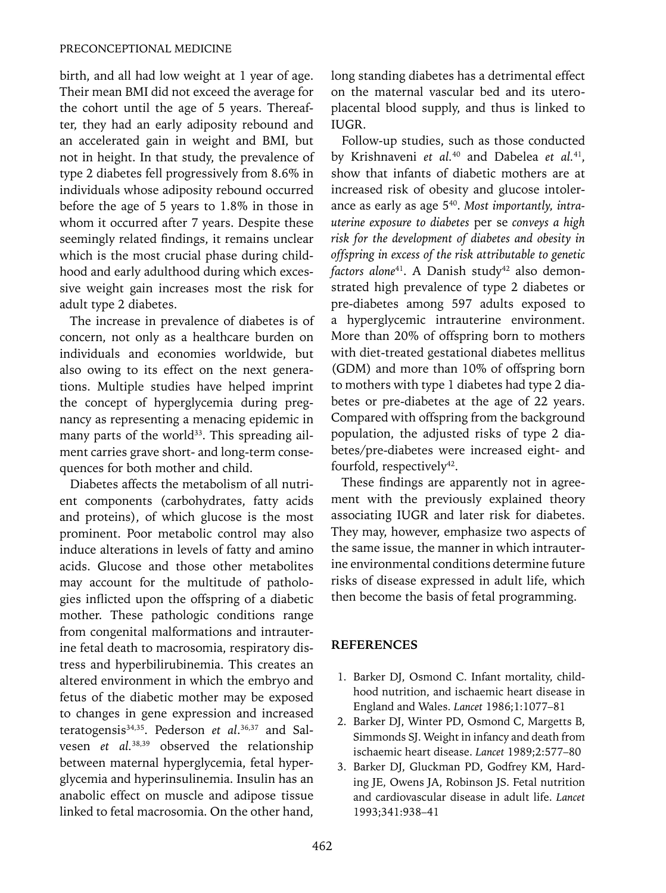birth, and all had low weight at 1 year of age. Their mean BMI did not exceed the average for the cohort until the age of 5 years. Thereafter, they had an early adiposity rebound and an accelerated gain in weight and BMI, but not in height. In that study, the prevalence of type 2 diabetes fell progressively from 8.6% in individuals whose adiposity rebound occurred before the age of 5 years to 1.8% in those in whom it occurred after 7 years. Despite these seemingly related findings, it remains unclear which is the most crucial phase during childhood and early adulthood during which excessive weight gain increases most the risk for adult type 2 diabetes.

The increase in prevalence of diabetes is of concern, not only as a healthcare burden on individuals and economies worldwide, but also owing to its effect on the next generations. Multiple studies have helped imprint the concept of hyperglycemia during pregnancy as representing a menacing epidemic in many parts of the world[33]. This spreading ailment carries grave short- and long-term consequences for both mother and child.

Diabetes affects the metabolism of all nutrient components (carbohydrates, fatty acids and proteins), of which glucose is the most prominent. Poor metabolic control may also induce alterations in levels of fatty and amino acids. Glucose and those other metabolites may account for the multitude of pathologies inflicted upon the offspring of a diabetic mother. These pathologic conditions range from congenital malformations and intrauterine fetal death to macrosomia, respiratory distress and hyperbilirubinemia. This creates an altered environment in which the embryo and fetus of the diabetic mother may be exposed to changes in gene expression and increased teratogensis[34,35]. Pederson *et al*.[36,37] and Salvesen *et al.*[38,39] observed the relationship between maternal hyperglycemia, fetal hyperglycemia and hyperinsulinemia. Insulin has an anabolic effect on muscle and adipose tissue linked to fetal macrosomia. On the other hand, long standing diabetes has a detrimental effect on the maternal vascular bed and its utero-placental blood supply, and thus is linked to IUGR.

Follow-up studies, such as those conducted by Krishnaveni *et al.*[40] and Dabelea *et al.*[41], show that infants of diabetic mothers are at increased risk of obesity and glucose intolerance as early as age 5[40]. *Most importantly, intrauterine exposure to diabetes* per se *conveys a high risk for the development of diabetes and obesity in offspring in excess of the risk attributable to genetic factors alone*[41]. A Danish study[42] also demonstrated high prevalence of type 2 diabetes or pre-diabetes among 597 adults exposed to a hyperglycemic intrauterine environment. More than 20% of offspring born to mothers with diet-treated gestational diabetes mellitus (GDM) and more than 10% of offspring born to mothers with type 1 diabetes had type 2 diabetes or pre-diabetes at the age of 22 years. Compared with offspring from the background population, the adjusted risks of type 2 diabetes/pre-diabetes were increased eight- and fourfold, respectively[42].

These findings are apparently not in agreement with the previously explained theory associating IUGR and later risk for diabetes. They may, however, emphasize two aspects of the same issue, the manner in which intrauterine environmental conditions determine future risks of disease expressed in adult life, which then become the basis of fetal programming.

## REFERENCES

1. Barker DJ, Osmond C. Infant mortality, childhood nutrition, and ischaemic heart disease in England and Wales. *Lancet* 1986;1:1077–81
2. Barker DJ, Winter PD, Osmond C, Margetts B, Simmonds SJ. Weight in infancy and death from ischaemic heart disease. *Lancet* 1989;2:577–80
3. Barker DJ, Gluckman PD, Godfrey KM, Harding JE, Owens JA, Robinson JS. Fetal nutrition and cardiovascular disease in adult life. *Lancet* 1993;341:938–41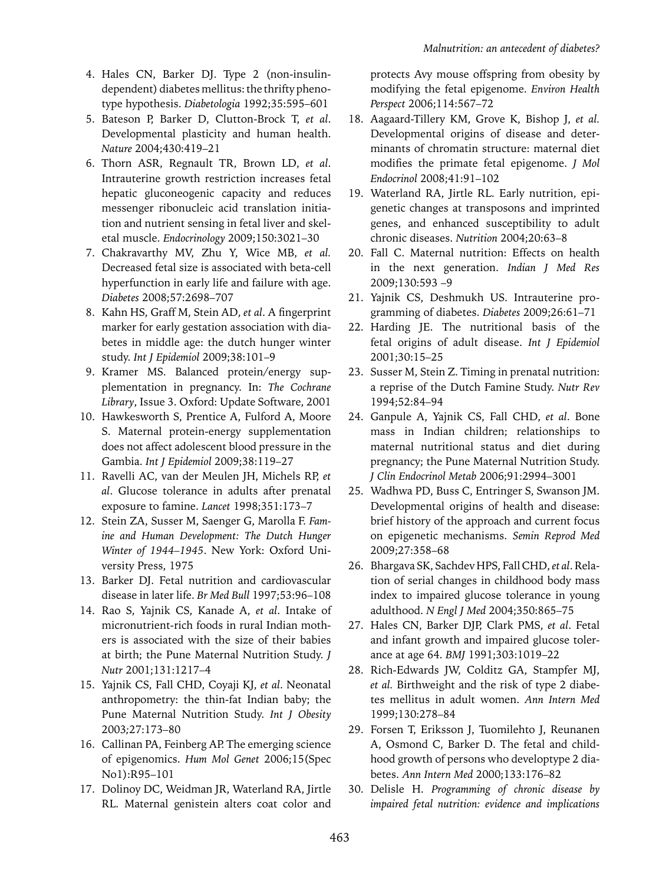4. Hales CN, Barker DJ. Type 2 (non-insulin-dependent) diabetes mellitus: the thrifty phenotype hypothesis. *Diabetologia* 1992;35:595–601
5. Bateson P, Barker D, Clutton-Brock T, *et al*. Developmental plasticity and human health. *Nature* 2004;430:419–21
6. Thorn ASR, Regnault TR, Brown LD, *et al*. Intrauterine growth restriction increases fetal hepatic gluconeogenic capacity and reduces messenger ribonucleic acid translation initiation and nutrient sensing in fetal liver and skeletal muscle. *Endocrinology* 2009;150:3021–30
7. Chakravarthy MV, Zhu Y, Wice MB, *et al.* Decreased fetal size is associated with beta-cell hyperfunction in early life and failure with age. *Diabetes* 2008;57:2698–707
8. Kahn HS, Graff M, Stein AD, *et al*. A fingerprint marker for early gestation association with diabetes in middle age: the dutch hunger winter study. *Int J Epidemiol* 2009;38:101–9
9. Kramer MS. Balanced protein/energy supplementation in pregnancy. In: *The Cochrane Library*, Issue 3. Oxford: Update Software, 2001
10. Hawkesworth S, Prentice A, Fulford A, Moore S. Maternal protein-energy supplementation does not affect adolescent blood pressure in the Gambia. *Int J Epidemiol* 2009;38:119–27
11. Ravelli AC, van der Meulen JH, Michels RP, *et al*. Glucose tolerance in adults after prenatal exposure to famine. *Lancet* 1998;351:173–7
12. Stein ZA, Susser M, Saenger G, Marolla F. *Famine and Human Development: The Dutch Hunger Winter of 1944–1945*. New York: Oxford University Press, 1975
13. Barker DJ. Fetal nutrition and cardiovascular disease in later life. *Br Med Bull* 1997;53:96–108
14. Rao S, Yajnik CS, Kanade A, *et al*. Intake of micronutrient-rich foods in rural Indian mothers is associated with the size of their babies at birth; the Pune Maternal Nutrition Study. *J Nutr* 2001;131:1217–4
15. Yajnik CS, Fall CHD, Coyaji KJ, *et al*. Neonatal anthropometry: the thin-fat Indian baby; the Pune Maternal Nutrition Study. *Int J Obesity* 2003;27:173–80
16. Callinan PA, Feinberg AP. The emerging science of epigenomics. *Hum Mol Genet* 2006;15(Spec No1):R95–101
17. Dolinoy DC, Weidman JR, Waterland RA, Jirtle RL. Maternal genistein alters coat color and protects Avy mouse offspring from obesity by modifying the fetal epigenome. *Environ Health Perspect* 2006;114:567–72
18. Aagaard-Tillery KM, Grove K, Bishop J, *et al.* Developmental origins of disease and determinants of chromatin structure: maternal diet modifies the primate fetal epigenome. *J Mol Endocrinol* 2008;41:91–102
19. Waterland RA, Jirtle RL. Early nutrition, epigenetic changes at transposons and imprinted genes, and enhanced susceptibility to adult chronic diseases. *Nutrition* 2004;20:63–8
20. Fall C. Maternal nutrition: Effects on health in the next generation. *Indian J Med Res* 2009;130:593 –9
21. Yajnik CS, Deshmukh US. Intrauterine programming of diabetes. *Diabetes* 2009;26:61–71
22. Harding JE. The nutritional basis of the fetal origins of adult disease. *Int J Epidemiol* 2001;30:15–25
23. Susser M, Stein Z. Timing in prenatal nutrition: a reprise of the Dutch Famine Study. *Nutr Rev* 1994;52:84–94
24. Ganpule A, Yajnik CS, Fall CHD, *et al*. Bone mass in Indian children; relationships to maternal nutritional status and diet during pregnancy; the Pune Maternal Nutrition Study. *J Clin Endocrinol Metab* 2006;91:2994–3001
25. Wadhwa PD, Buss C, Entringer S, Swanson JM. Developmental origins of health and disease: brief history of the approach and current focus on epigenetic mechanisms. *Semin Reprod Med* 2009;27:358–68
26. Bhargava SK, Sachdev HPS, Fall CHD, *et al*. Relation of serial changes in childhood body mass index to impaired glucose tolerance in young adulthood. *N Engl J Med* 2004;350:865–75
27. Hales CN, Barker DJP, Clark PMS, *et al*. Fetal and infant growth and impaired glucose tolerance at age 64. *BMJ* 1991;303:1019–22
28. Rich-Edwards JW, Colditz GA, Stampfer MJ, *et al.* Birthweight and the risk of type 2 diabetes mellitus in adult women. *Ann Intern Med* 1999;130:278–84
29. Forsen T, Eriksson J, Tuomilehto J, Reunanen A, Osmond C, Barker D. The fetal and childhood growth of persons who developtype 2 diabetes. *Ann Intern Med* 2000;133:176–82
30. Delisle H. *Programming of chronic disease by impaired fetal nutrition: evidence and implications*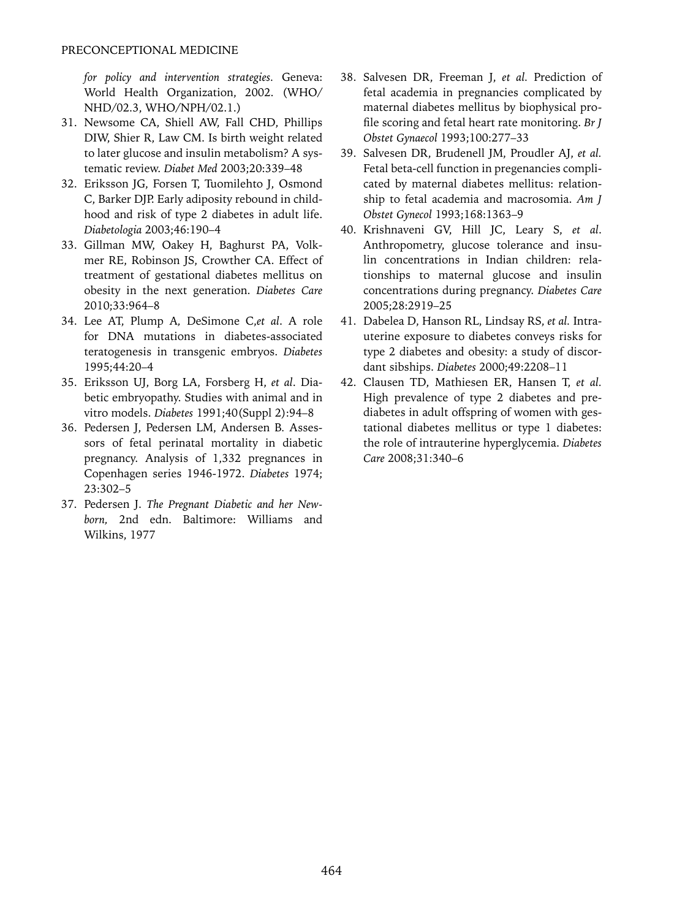*for policy and intervention strategies*. Geneva: World Health Organization, 2002. (WHO/NHD/02.3, WHO/NPH/02.1.)

31. Newsome CA, Shiell AW, Fall CHD, Phillips DIW, Shier R, Law CM. Is birth weight related to later glucose and insulin metabolism? A systematic review. *Diabet Med* 2003;20:339–48
32. Eriksson JG, Forsen T, Tuomilehto J, Osmond C, Barker DJP. Early adiposity rebound in childhood and risk of type 2 diabetes in adult life. *Diabetologia* 2003;46:190–4
33. Gillman MW, Oakey H, Baghurst PA, Volkmer RE, Robinson JS, Crowther CA. Effect of treatment of gestational diabetes mellitus on obesity in the next generation. *Diabetes Care* 2010;33:964–8
34. Lee AT, Plump A, DeSimone C,*et al*. A role for DNA mutations in diabetes-associated teratogenesis in transgenic embryos. *Diabetes* 1995;44:20–4
35. Eriksson UJ, Borg LA, Forsberg H, *et al*. Diabetic embryopathy. Studies with animal and in vitro models. *Diabetes* 1991;40(Suppl 2):94–8
36. Pedersen J, Pedersen LM, Andersen B. Assessors of fetal perinatal mortality in diabetic pregnancy. Analysis of 1,332 pregnances in Copenhagen series 1946-1972. *Diabetes* 1974; 23:302–5
37. Pedersen J. *The Pregnant Diabetic and her Newborn*, 2nd edn. Baltimore: Williams and Wilkins, 1977
38. Salvesen DR, Freeman J, *et al.* Prediction of fetal academia in pregnancies complicated by maternal diabetes mellitus by biophysical profile scoring and fetal heart rate monitoring. *Br J Obstet Gynaecol* 1993;100:277–33
39. Salvesen DR, Brudenell JM, Proudler AJ, *et al.* Fetal beta-cell function in pregenancies complicated by maternal diabetes mellitus: relationship to fetal academia and macrosomia. *Am J Obstet Gynecol* 1993;168:1363–9
40. Krishnaveni GV, Hill JC, Leary S, *et al*. Anthropometry, glucose tolerance and insulin concentrations in Indian children: relationships to maternal glucose and insulin concentrations during pregnancy. *Diabetes Care* 2005;28:2919–25
41. Dabelea D, Hanson RL, Lindsay RS, *et al.* Intrauterine exposure to diabetes conveys risks for type 2 diabetes and obesity: a study of discordant sibships. *Diabetes* 2000;49:2208–11
42. Clausen TD, Mathiesen ER, Hansen T, *et al.* High prevalence of type 2 diabetes and prediabetes in adult offspring of women with gestational diabetes mellitus or type 1 diabetes: the role of intrauterine hyperglycemia. *Diabetes Care* 2008;31:340–6